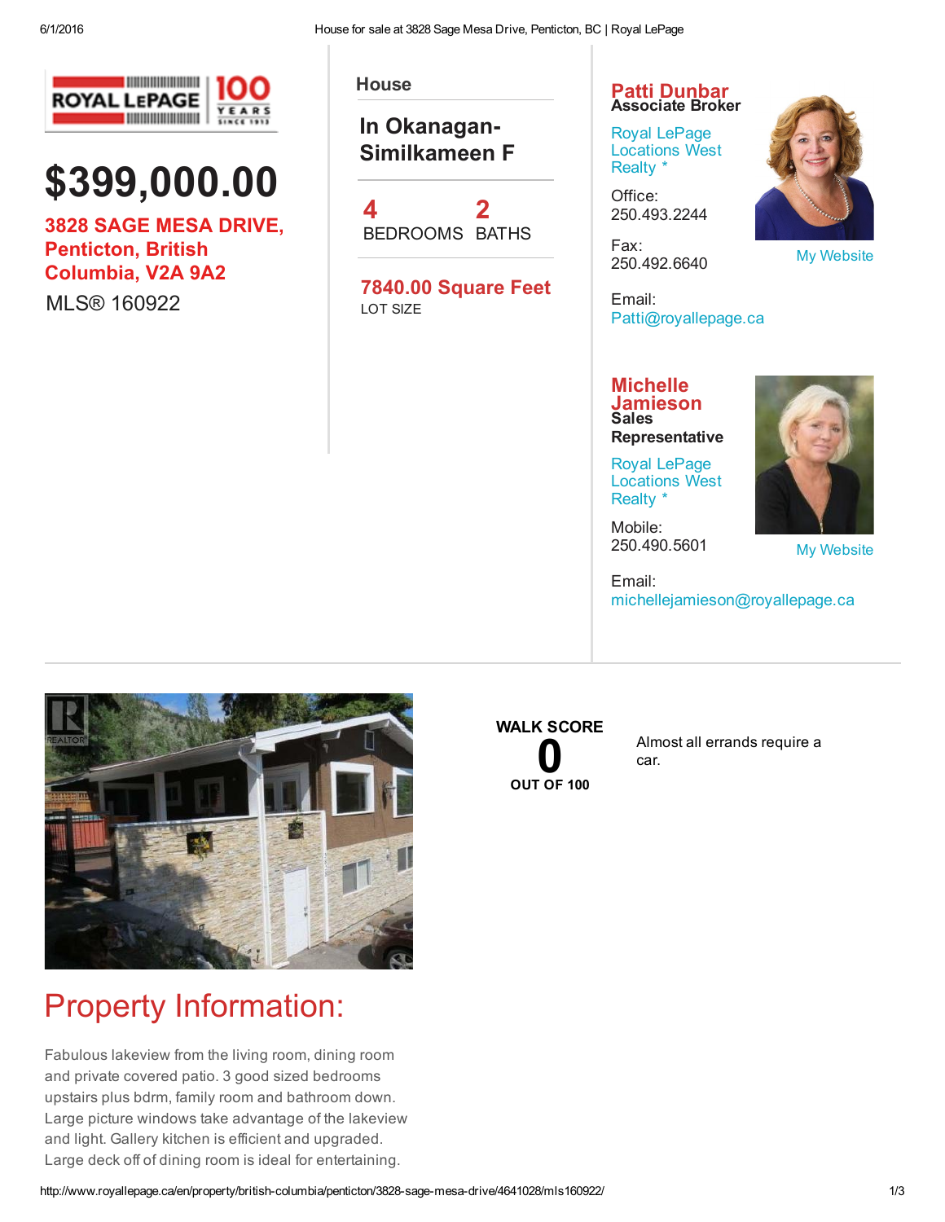# $399,000.00

**3828 SAGE MESA DRIVE, Penticton, British Columbia, V2A 9A2**

MLS® 160922

House

In Okanagan-Similkameen F

**4** BEDROOMS

**2** BATHS

**7840.00 Square Feet**
LOT SIZE

**Patti Dunbar**
**Associate Broker**

Royal LePage Locations West Realty *

Office:
250.493.2244

Fax:
250.492.6640

Email:
Patti@royallepage.ca

My Website

**Michelle Jamieson**
**Sales Representative**

Royal LePage Locations West Realty *

Mobile:
250.490.5601

Email:
michellejamieson@royallepage.ca

My Website

**WALK SCORE**
**0**
**OUT OF 100**

Almost all errands require a car.

## Property Information:

Fabulous lakeview from the living room, dining room and private covered patio. 3 good sized bedrooms upstairs plus bdrm, family room and bathroom down. Large picture windows take advantage of the lakeview and light. Gallery kitchen is efficient and upgraded. Large deck off of dining room is ideal for entertaining.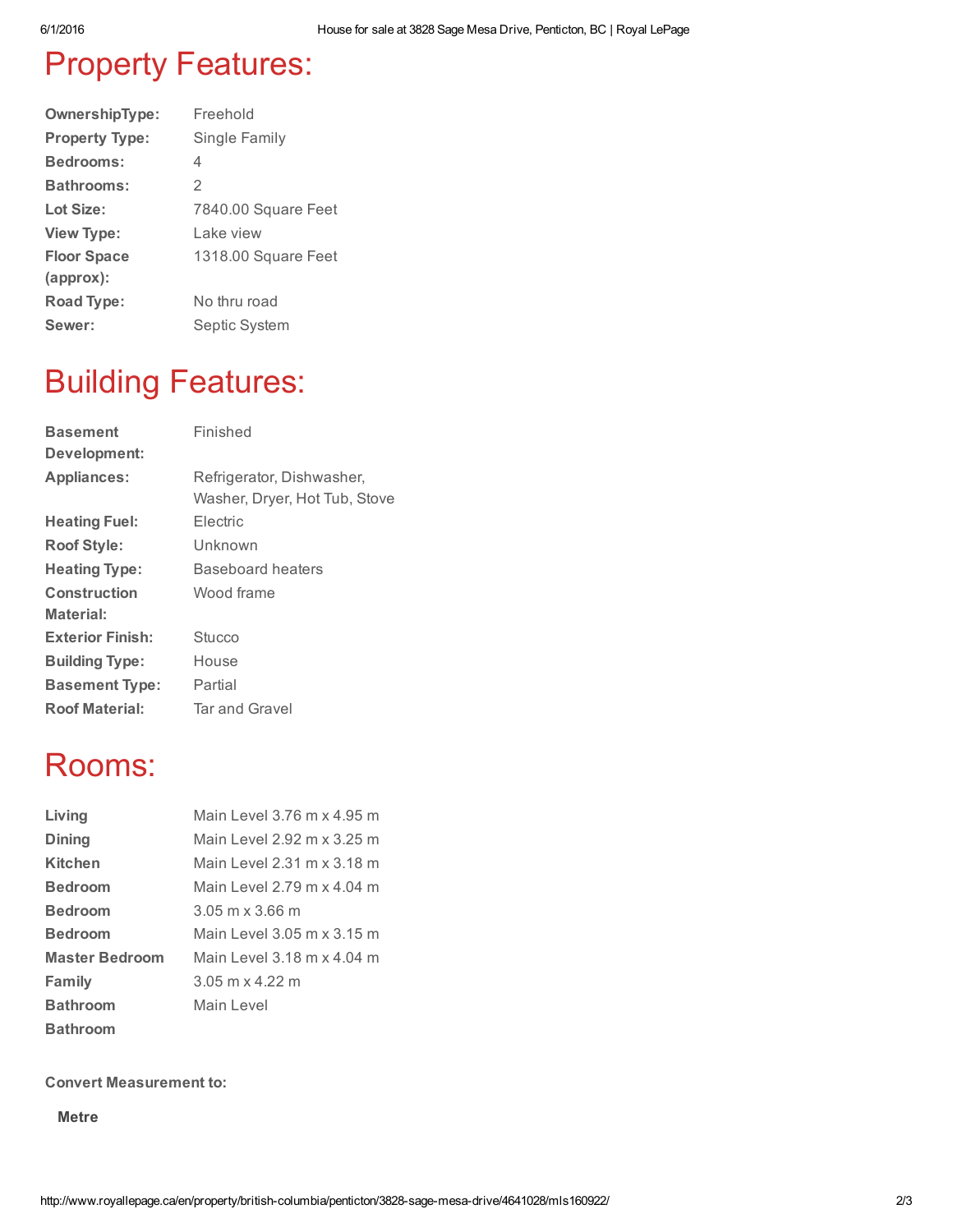# Property Features:

| | |
|---|---|
| **OwnershipType:** | Freehold |
| **Property Type:** | Single Family |
| **Bedrooms:** | 4 |
| **Bathrooms:** | 2 |
| **Lot Size:** | 7840.00 Square Feet |
| **View Type:** | Lake view |
| **Floor Space (approx):** | 1318.00 Square Feet |
| **Road Type:** | No thru road |
| **Sewer:** | Septic System |

# Building Features:

| | |
|---|---|
| **Basement Development:** | Finished |
| **Appliances:** | Refrigerator, Dishwasher, Washer, Dryer, Hot Tub, Stove |
| **Heating Fuel:** | Electric |
| **Roof Style:** | Unknown |
| **Heating Type:** | Baseboard heaters |
| **Construction Material:** | Wood frame |
| **Exterior Finish:** | Stucco |
| **Building Type:** | House |
| **Basement Type:** | Partial |
| **Roof Material:** | Tar and Gravel |

# Rooms:

| | |
|---|---|
| **Living** | Main Level 3.76 m x 4.95 m |
| **Dining** | Main Level 2.92 m x 3.25 m |
| **Kitchen** | Main Level 2.31 m x 3.18 m |
| **Bedroom** | Main Level 2.79 m x 4.04 m |
| **Bedroom** | 3.05 m x 3.66 m |
| **Bedroom** | Main Level 3.05 m x 3.15 m |
| **Master Bedroom** | Main Level 3.18 m x 4.04 m |
| **Family** | 3.05 m x 4.22 m |
| **Bathroom** | Main Level |
| **Bathroom** | |

**Convert Measurement to:**

**Metre**